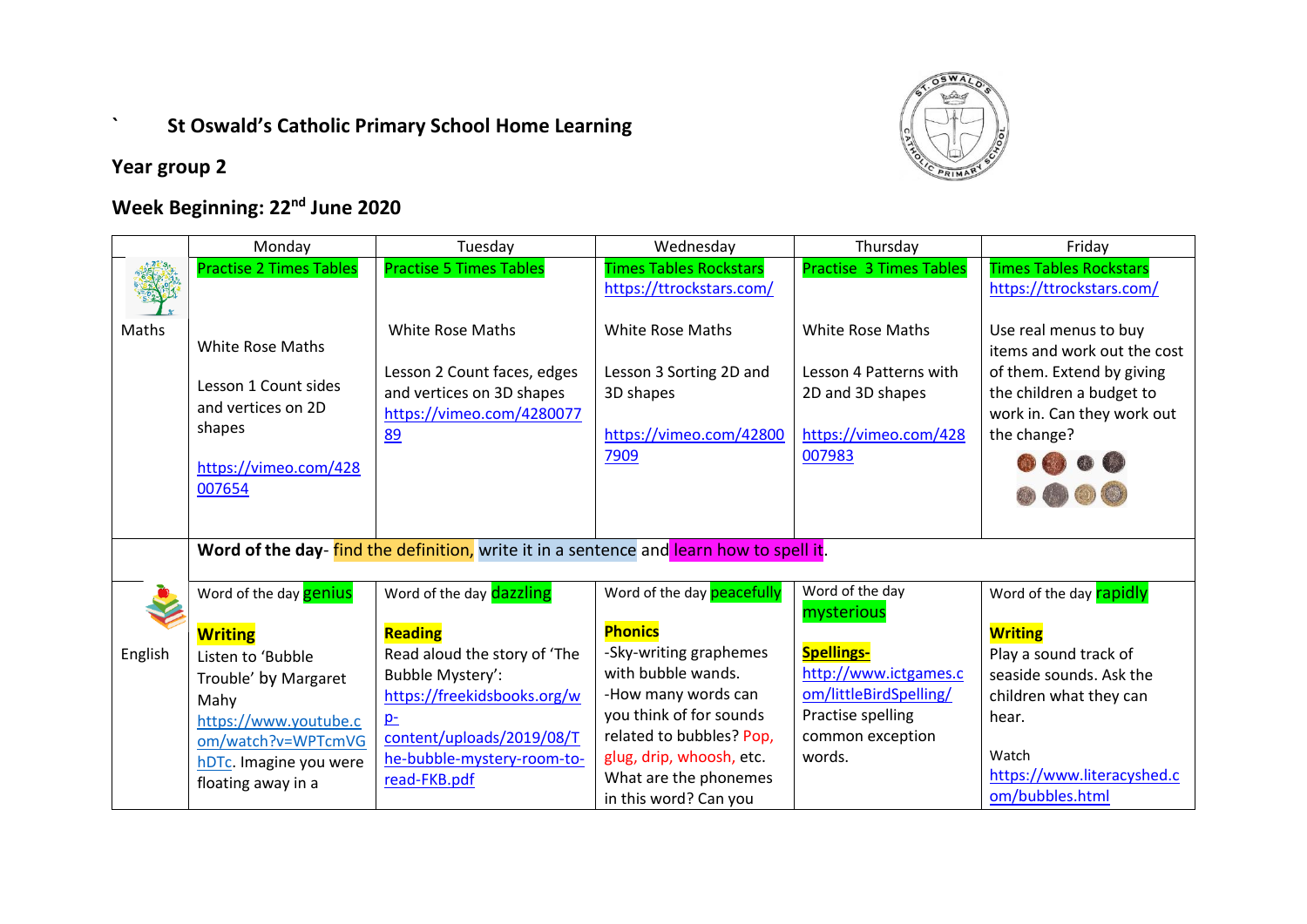`   **St Oswald's Catholic Primary School Home Learning**

**Year group 2**

**Week Beginning: 22nd June 2020**

| | Monday | Tuesday | Wednesday | Thursday | Friday |
|---|---|---|---|---|---|
| Maths | Practise 2 Times Tables<br><br>White Rose Maths<br><br>Lesson 1 Count sides and vertices on 2D shapes<br><br>https://vimeo.com/428007654 | Practise 5 Times Tables<br><br>White Rose Maths<br><br>Lesson 2 Count faces, edges and vertices on 3D shapes https://vimeo.com/428007789 | Times Tables Rockstars https://ttrockstars.com/<br><br>White Rose Maths<br><br>Lesson 3 Sorting 2D and 3D shapes<br><br>https://vimeo.com/428007909 | Practise 3 Times Tables<br><br>White Rose Maths<br><br>Lesson 4 Patterns with 2D and 3D shapes<br><br>https://vimeo.com/428007983 | Times Tables Rockstars https://ttrockstars.com/<br><br>Use real menus to buy items and work out the cost of them. Extend by giving the children a budget to work in. Can they work out the change? |
| | **Word of the day**- find the definition, write it in a sentence and learn how to spell it. | | | | |
| English | Word of the day genius<br><br>**Writing**<br>Listen to 'Bubble Trouble' by Margaret Mahy https://www.youtube.com/watch?v=WPTcmVGhDTc. Imagine you were floating away in a | Word of the day dazzling<br><br>**Reading**<br>Read aloud the story of 'The Bubble Mystery': https://freekidsbooks.org/wp-content/uploads/2019/08/The-bubble-mystery-room-to-read-FKB.pdf | Word of the day peacefully<br><br>**Phonics**<br>-Sky-writing graphemes with bubble wands.<br>-How many words can you think of for sounds related to bubbles? Pop, glug, drip, whoosh, etc. What are the phonemes in this word? Can you | Word of the day mysterious<br><br>**Spellings-**<br>http://www.ictgames.com/littleBirdSpelling/<br>Practise spelling common exception words. | Word of the day rapidly<br><br>**Writing**<br>Play a sound track of seaside sounds. Ask the children what they can hear.<br><br>Watch https://www.literacyshed.com/bubbles.html |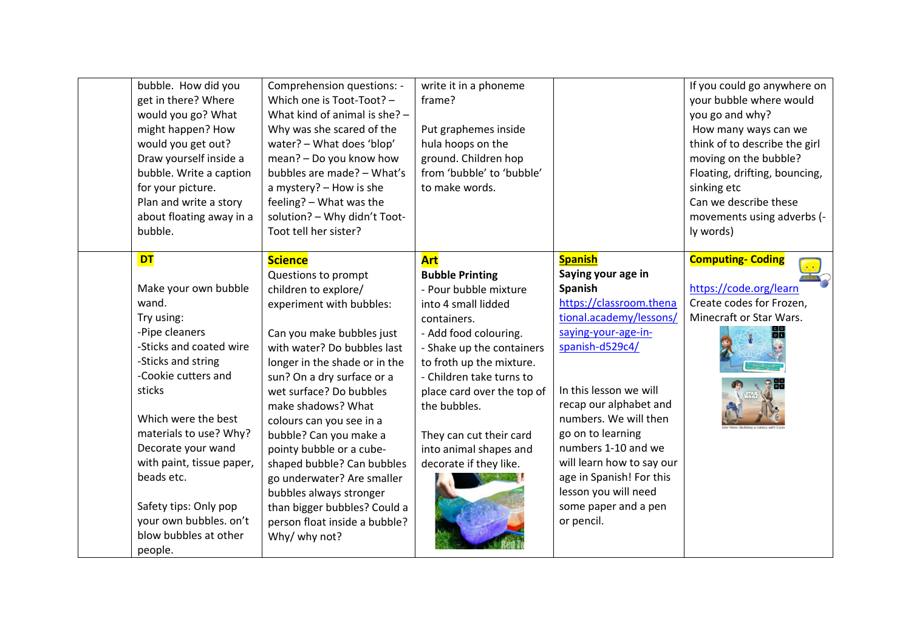| | | | | | |
|---|---|---|---|---|---|
| | bubble. How did you get in there? Where would you go? What might happen? How would you get out? Draw yourself inside a bubble. Write a caption for your picture. Plan and write a story about floating away in a bubble. | Comprehension questions: - Which one is Toot-Toot? – What kind of animal is she? – Why was she scared of the water? – What does 'blop' mean? – Do you know how bubbles are made? – What's a mystery? – How is she feeling? – What was the solution? – Why didn't Toot-Toot tell her sister? | write it in a phoneme frame?<br><br>Put graphemes inside hula hoops on the ground. Children hop from 'bubble' to 'bubble' to make words. | | If you could go anywhere on your bubble where would you go and why?<br>How many ways can we think of to describe the girl moving on the bubble? Floating, drifting, bouncing, sinking etc<br>Can we describe these movements using adverbs (-ly words) |
| | **DT**<br><br>Make your own bubble wand.<br>Try using:<br>-Pipe cleaners<br>-Sticks and coated wire<br>-Sticks and string<br>-Cookie cutters and sticks<br><br>Which were the best materials to use? Why? Decorate your wand with paint, tissue paper, beads etc.<br><br>Safety tips: Only pop your own bubbles. on't blow bubbles at other people. | **Science**<br>Questions to prompt children to explore/ experiment with bubbles:<br><br>Can you make bubbles just with water? Do bubbles last longer in the shade or in the sun? On a dry surface or a wet surface? Do bubbles make shadows? What colours can you see in a bubble? Can you make a pointy bubble or a cube-shaped bubble? Can bubbles go underwater? Are smaller bubbles always stronger than bigger bubbles? Could a person float inside a bubble? Why/ why not? | **Art**<br>**Bubble Printing**<br>- Pour bubble mixture into 4 small lidded containers.<br>- Add food colouring.<br>- Shake up the containers to froth up the mixture.<br>- Children take turns to place card over the top of the bubbles.<br><br>They can cut their card into animal shapes and decorate if they like. | **Spanish**<br>**Saying your age in Spanish**<br>https://classroom.thenational.academy/lessons/saying-your-age-in-spanish-d529c4/<br><br>In this lesson we will recap our alphabet and numbers. We will then go on to learning numbers 1-10 and we will learn how to say our age in Spanish! For this lesson you will need some paper and a pen or pencil. | **Computing- Coding**<br><br>https://code.org/learn<br>Create codes for Frozen, Minecraft or Star Wars. |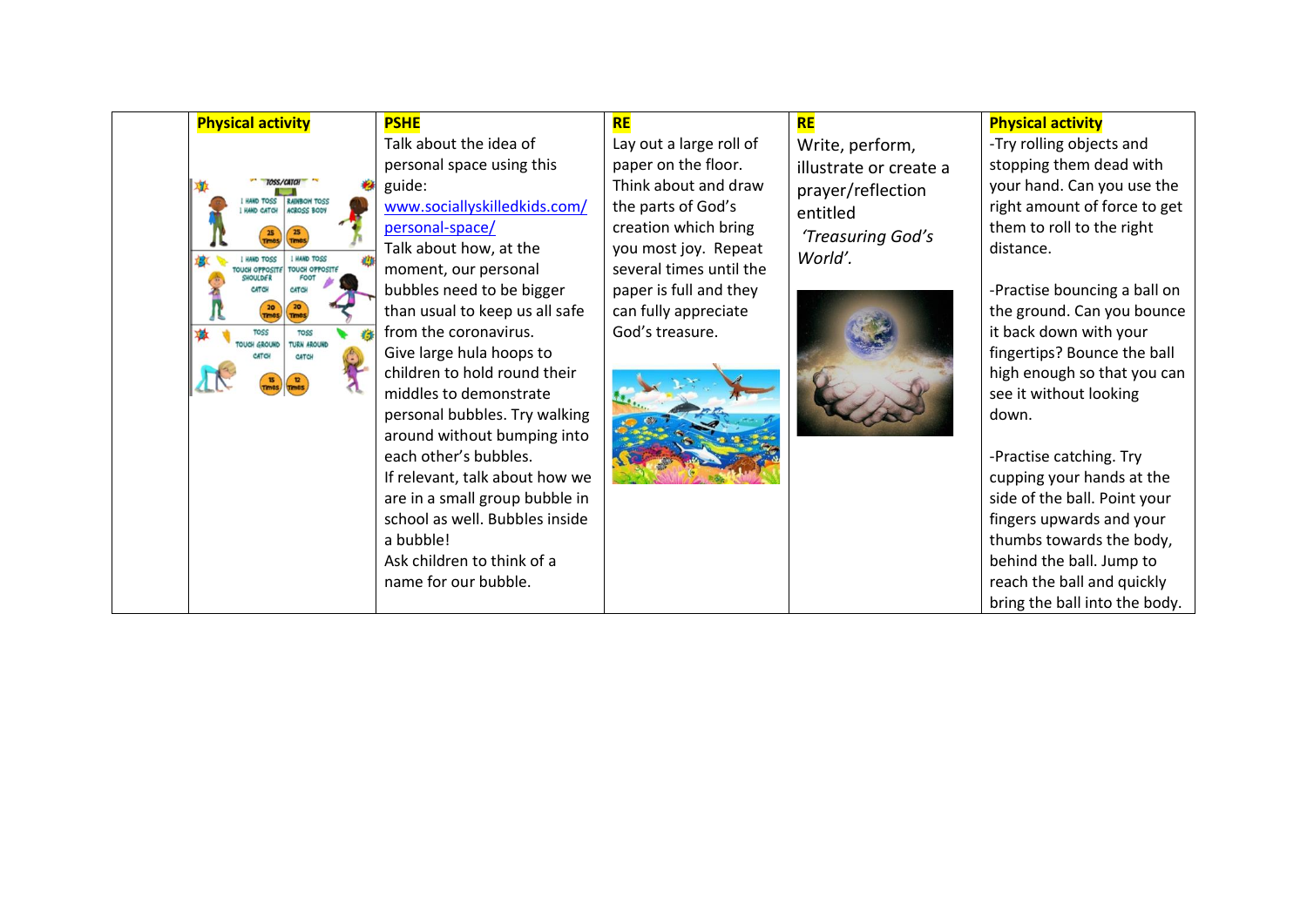| | | | | | |
|---|---|---|---|---|---|
| | **Physical activity** | **PSHE**<br>Talk about the idea of personal space using this guide:<br>www.sociallyskilledkids.com/personal-space/<br>Talk about how, at the moment, our personal bubbles need to be bigger than usual to keep us all safe from the coronavirus.<br>Give large hula hoops to children to hold round their middles to demonstrate personal bubbles. Try walking around without bumping into each other's bubbles.<br>If relevant, talk about how we are in a small group bubble in school as well. Bubbles inside a bubble!<br>Ask children to think of a name for our bubble. | **RE**<br>Lay out a large roll of paper on the floor. Think about and draw the parts of God's creation which bring you most joy. Repeat several times until the paper is full and they can fully appreciate God's treasure. | **RE**<br>Write, perform, illustrate or create a prayer/reflection entitled *'Treasuring God's World'.* | **Physical activity**<br>-Try rolling objects and stopping them dead with your hand. Can you use the right amount of force to get them to roll to the right distance.<br><br>-Practise bouncing a ball on the ground. Can you bounce it back down with your fingertips? Bounce the ball high enough so that you can see it without looking down.<br><br>-Practise catching. Try cupping your hands at the side of the ball. Point your fingers upwards and your thumbs towards the body, behind the ball. Jump to reach the ball and quickly bring the ball into the body. |